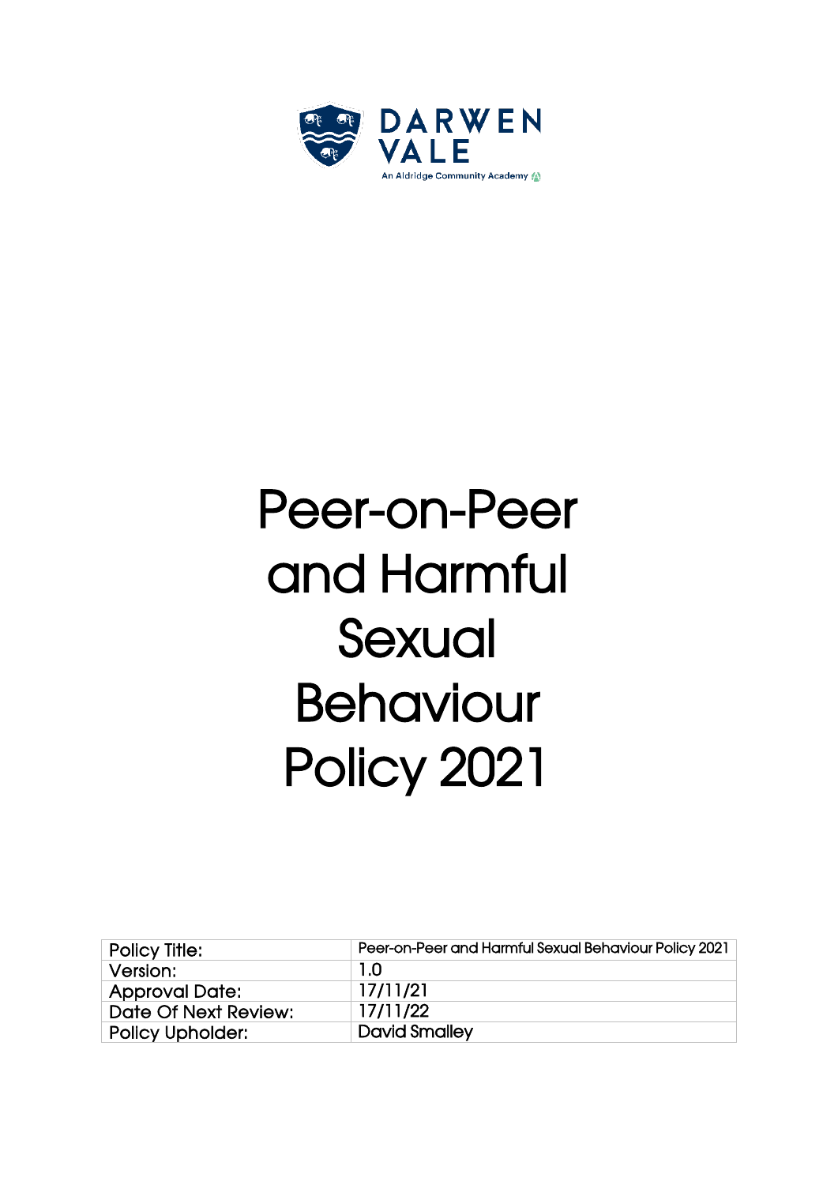DARWEN VALE

An Aldridge Community Academy

# Peer-on-Peer and Harmful Sexual Behaviour Policy 2021

| Policy Title: | Peer-on-Peer and Harmful Sexual Behaviour Policy 2021 |
|---|---|
| Version: | 1.0 |
| Approval Date: | 17/11/21 |
| Date Of Next Review: | 17/11/22 |
| Policy Upholder: | David Smalley |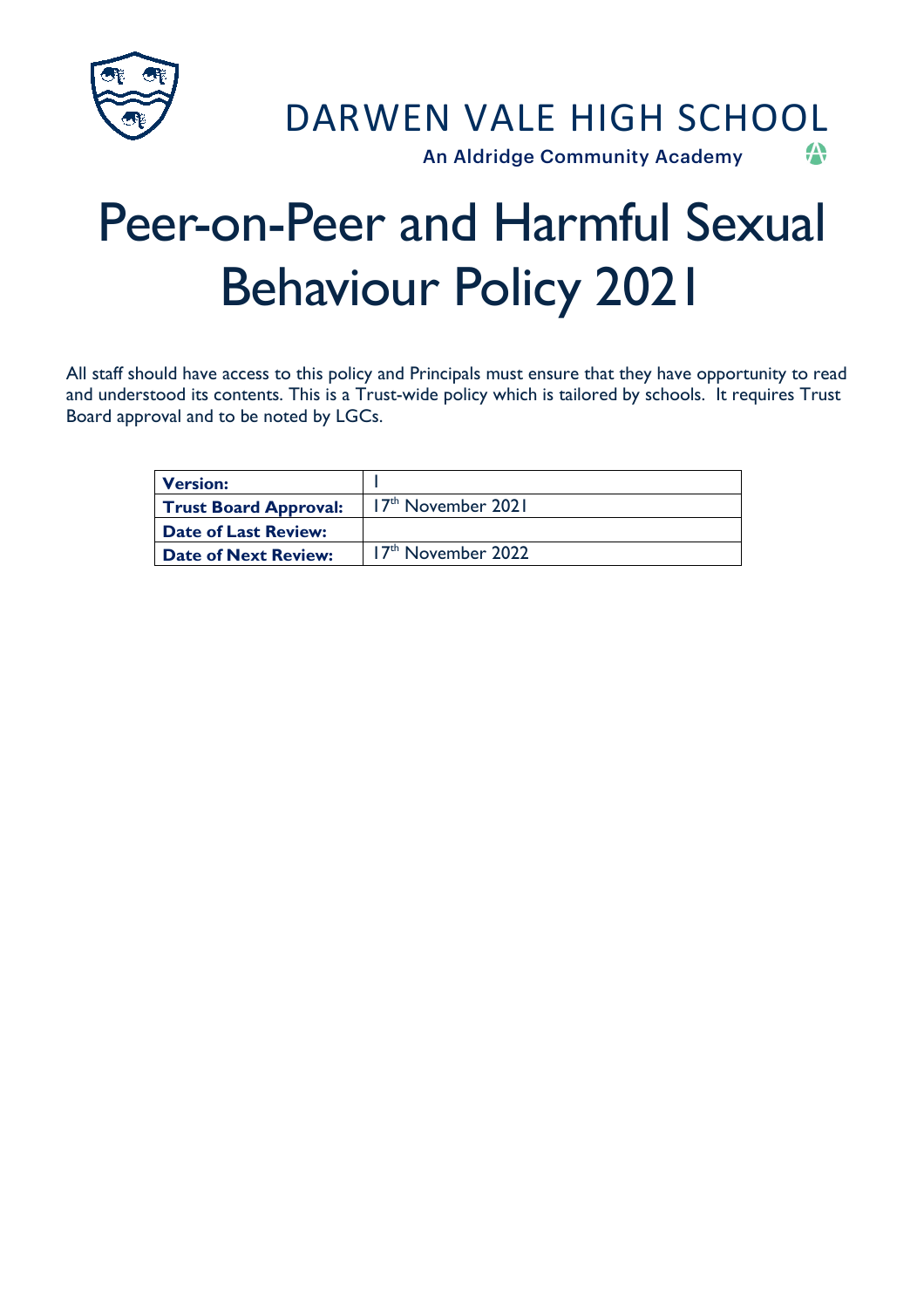DARWEN VALE HIGH SCHOOL

An Aldridge Community Academy

# Peer-on-Peer and Harmful Sexual Behaviour Policy 2021

All staff should have access to this policy and Principals must ensure that they have opportunity to read and understood its contents. This is a Trust-wide policy which is tailored by schools. It requires Trust Board approval and to be noted by LGCs.

| **Version:** | 1 |
|---|---|
| **Trust Board Approval:** | 17th November 2021 |
| **Date of Last Review:** | |
| **Date of Next Review:** | 17th November 2022 |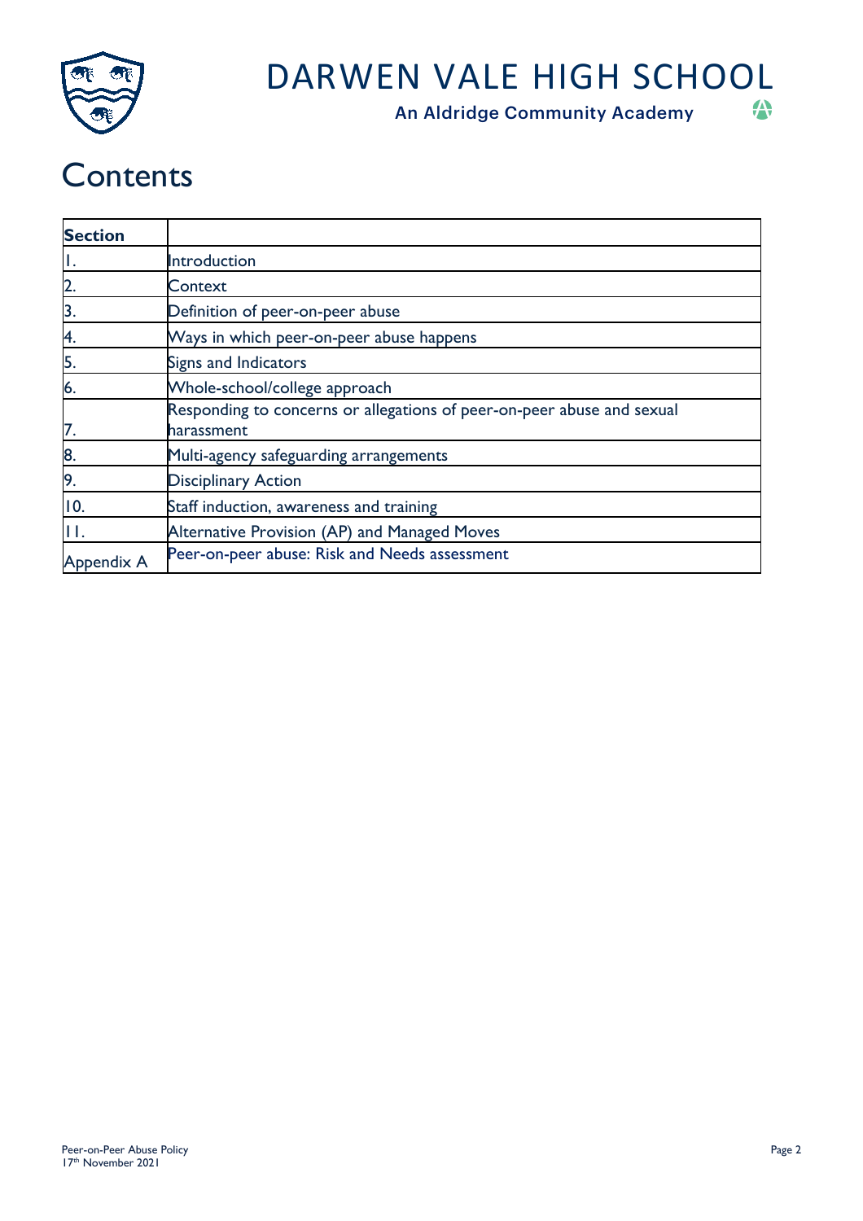# Contents

| Section | |
|---|---|
| 1. | Introduction |
| 2. | Context |
| 3. | Definition of peer-on-peer abuse |
| 4. | Ways in which peer-on-peer abuse happens |
| 5. | Signs and Indicators |
| 6. | Whole-school/college approach |
| 7. | Responding to concerns or allegations of peer-on-peer abuse and sexual harassment |
| 8. | Multi-agency safeguarding arrangements |
| 9. | Disciplinary Action |
| 10. | Staff induction, awareness and training |
| 11. | Alternative Provision (AP) and Managed Moves |
| Appendix A | Peer-on-peer abuse: Risk and Needs assessment |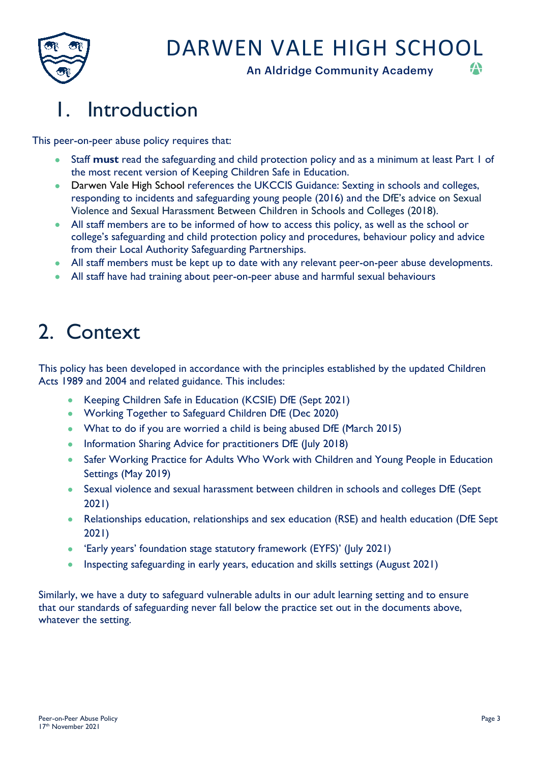# 1. Introduction

This peer-on-peer abuse policy requires that:

- Staff **must** read the safeguarding and child protection policy and as a minimum at least Part 1 of the most recent version of Keeping Children Safe in Education.
- Darwen Vale High School references the UKCCIS Guidance: Sexting in schools and colleges, responding to incidents and safeguarding young people (2016) and the DfE's advice on Sexual Violence and Sexual Harassment Between Children in Schools and Colleges (2018).
- All staff members are to be informed of how to access this policy, as well as the school or college's safeguarding and child protection policy and procedures, behaviour policy and advice from their Local Authority Safeguarding Partnerships.
- All staff members must be kept up to date with any relevant peer-on-peer abuse developments.
- All staff have had training about peer-on-peer abuse and harmful sexual behaviours

# 2. Context

This policy has been developed in accordance with the principles established by the updated Children Acts 1989 and 2004 and related guidance. This includes:

- Keeping Children Safe in Education (KCSIE) DfE (Sept 2021)
- Working Together to Safeguard Children DfE (Dec 2020)
- What to do if you are worried a child is being abused DfE (March 2015)
- Information Sharing Advice for practitioners DfE (July 2018)
- Safer Working Practice for Adults Who Work with Children and Young People in Education Settings (May 2019)
- Sexual violence and sexual harassment between children in schools and colleges DfE (Sept 2021)
- Relationships education, relationships and sex education (RSE) and health education (DfE Sept 2021)
- 'Early years' foundation stage statutory framework (EYFS)' (July 2021)
- Inspecting safeguarding in early years, education and skills settings (August 2021)

Similarly, we have a duty to safeguard vulnerable adults in our adult learning setting and to ensure that our standards of safeguarding never fall below the practice set out in the documents above, whatever the setting.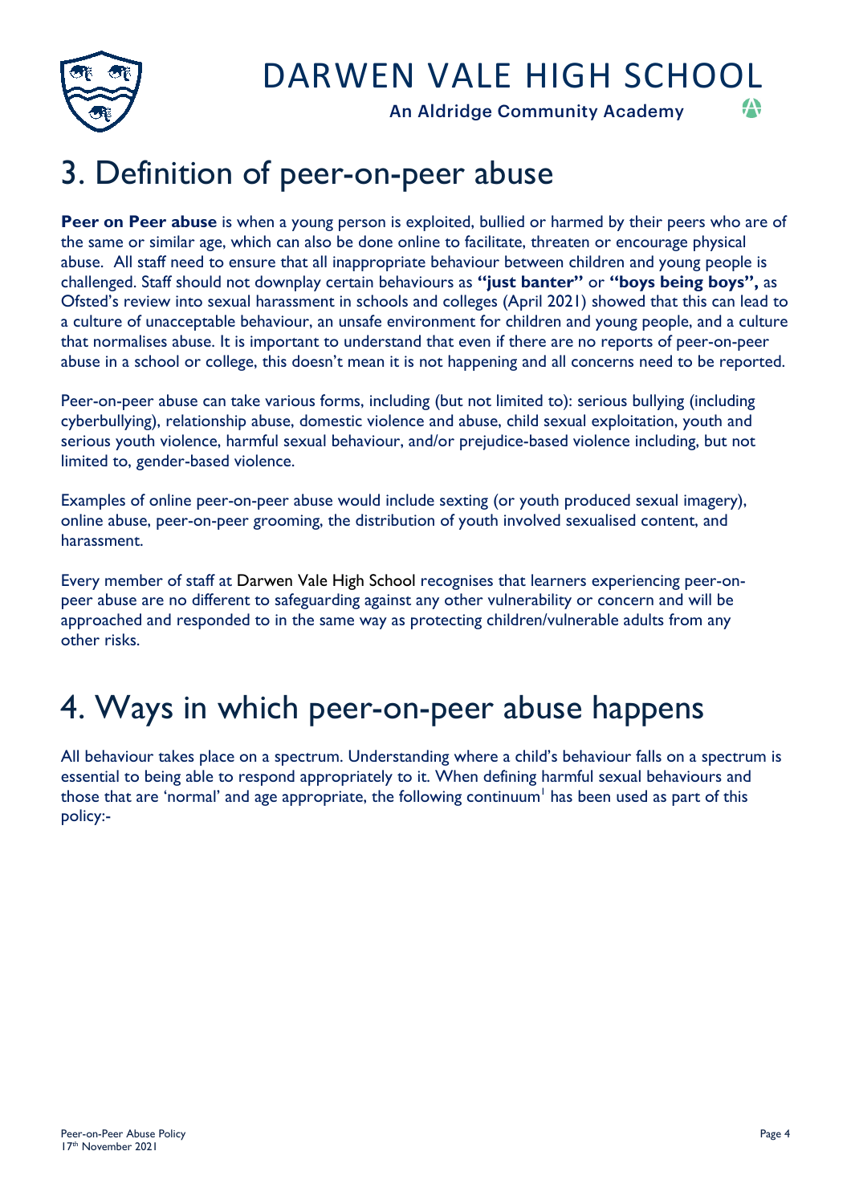# 3. Definition of peer-on-peer abuse

**Peer on Peer abuse** is when a young person is exploited, bullied or harmed by their peers who are of the same or similar age, which can also be done online to facilitate, threaten or encourage physical abuse. All staff need to ensure that all inappropriate behaviour between children and young people is challenged. Staff should not downplay certain behaviours as **"just banter"** or **"boys being boys",** as Ofsted's review into sexual harassment in schools and colleges (April 2021) showed that this can lead to a culture of unacceptable behaviour, an unsafe environment for children and young people, and a culture that normalises abuse. It is important to understand that even if there are no reports of peer-on-peer abuse in a school or college, this doesn't mean it is not happening and all concerns need to be reported.

Peer-on-peer abuse can take various forms, including (but not limited to): serious bullying (including cyberbullying), relationship abuse, domestic violence and abuse, child sexual exploitation, youth and serious youth violence, harmful sexual behaviour, and/or prejudice-based violence including, but not limited to, gender-based violence.

Examples of online peer-on-peer abuse would include sexting (or youth produced sexual imagery), online abuse, peer-on-peer grooming, the distribution of youth involved sexualised content, and harassment.

Every member of staff at Darwen Vale High School recognises that learners experiencing peer-on-peer abuse are no different to safeguarding against any other vulnerability or concern and will be approached and responded to in the same way as protecting children/vulnerable adults from any other risks.

# 4. Ways in which peer-on-peer abuse happens

All behaviour takes place on a spectrum. Understanding where a child's behaviour falls on a spectrum is essential to being able to respond appropriately to it. When defining harmful sexual behaviours and those that are 'normal' and age appropriate, the following continuum[1] has been used as part of this policy:-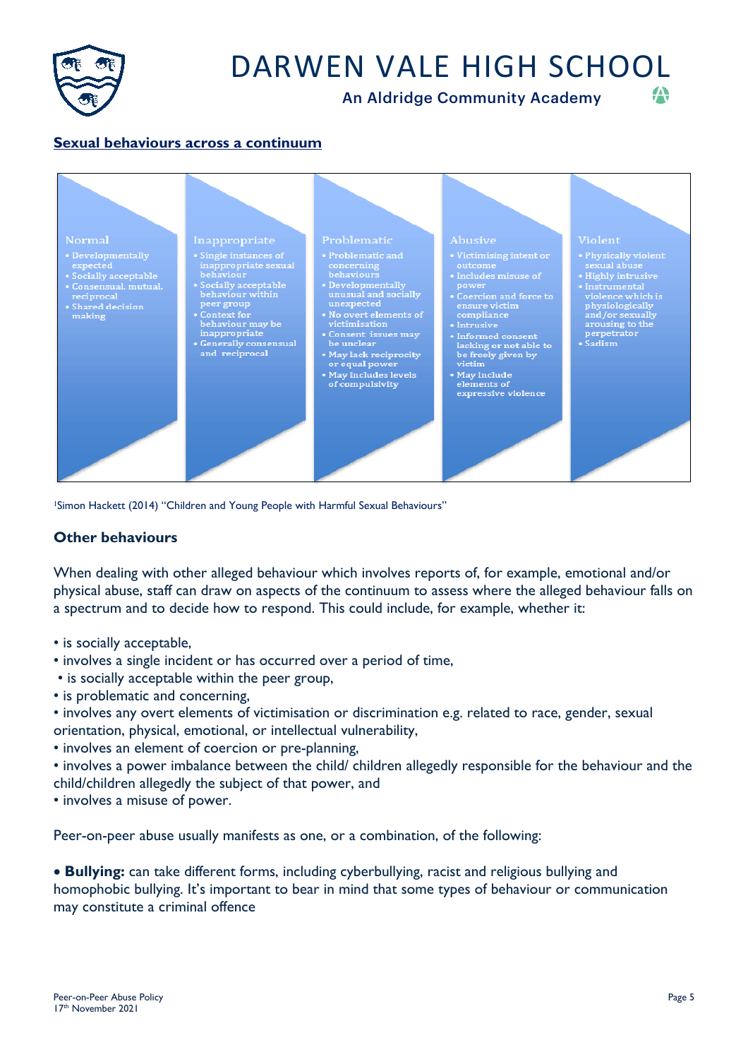## Sexual behaviours across a continuum

| Normal | Inappropriate | Problematic | Abusive | Violent |
| --- | --- | --- | --- | --- |
| • Developmentally expected<br>• Socially acceptable<br>• Consensual, mutual, reciprocal<br>• Shared decision making | • Single instances of inappropriate sexual behaviour<br>• Socially acceptable behaviour within peer group<br>• Context for behaviour may be inappropriate<br>• Generally consensual and reciprocal | • Problematic and concerning behaviours<br>• Developmentally unusual and socially unexpected<br>• No overt elements of victimisation<br>• Consent issues may be unclear<br>• May lack reciprocity or equal power<br>• May include levels of compulsivity | • Victimising intent or outcome<br>• Includes misuse of power<br>• Coercion and force to ensure victim compliance<br>• Intrusive<br>• Informed consent lacking or not able to be freely given by victim<br>• May include elements of expressive violence | • Physically violent sexual abuse<br>• Highly intrusive<br>• Instrumental violence which is physiologically and/or sexually arousing to the perpetrator<br>• Sadism |

[1]Simon Hackett (2014) "Children and Young People with Harmful Sexual Behaviours"

### Other behaviours

When dealing with other alleged behaviour which involves reports of, for example, emotional and/or physical abuse, staff can draw on aspects of the continuum to assess where the alleged behaviour falls on a spectrum and to decide how to respond. This could include, for example, whether it:

- is socially acceptable,
- involves a single incident or has occurred over a period of time,
- is socially acceptable within the peer group,
- is problematic and concerning,
- involves any overt elements of victimisation or discrimination e.g. related to race, gender, sexual orientation, physical, emotional, or intellectual vulnerability,
- involves an element of coercion or pre-planning,
- involves a power imbalance between the child/ children allegedly responsible for the behaviour and the child/children allegedly the subject of that power, and
- involves a misuse of power.

Peer-on-peer abuse usually manifests as one, or a combination, of the following:

- **Bullying:** can take different forms, including cyberbullying, racist and religious bullying and homophobic bullying. It's important to bear in mind that some types of behaviour or communication may constitute a criminal offence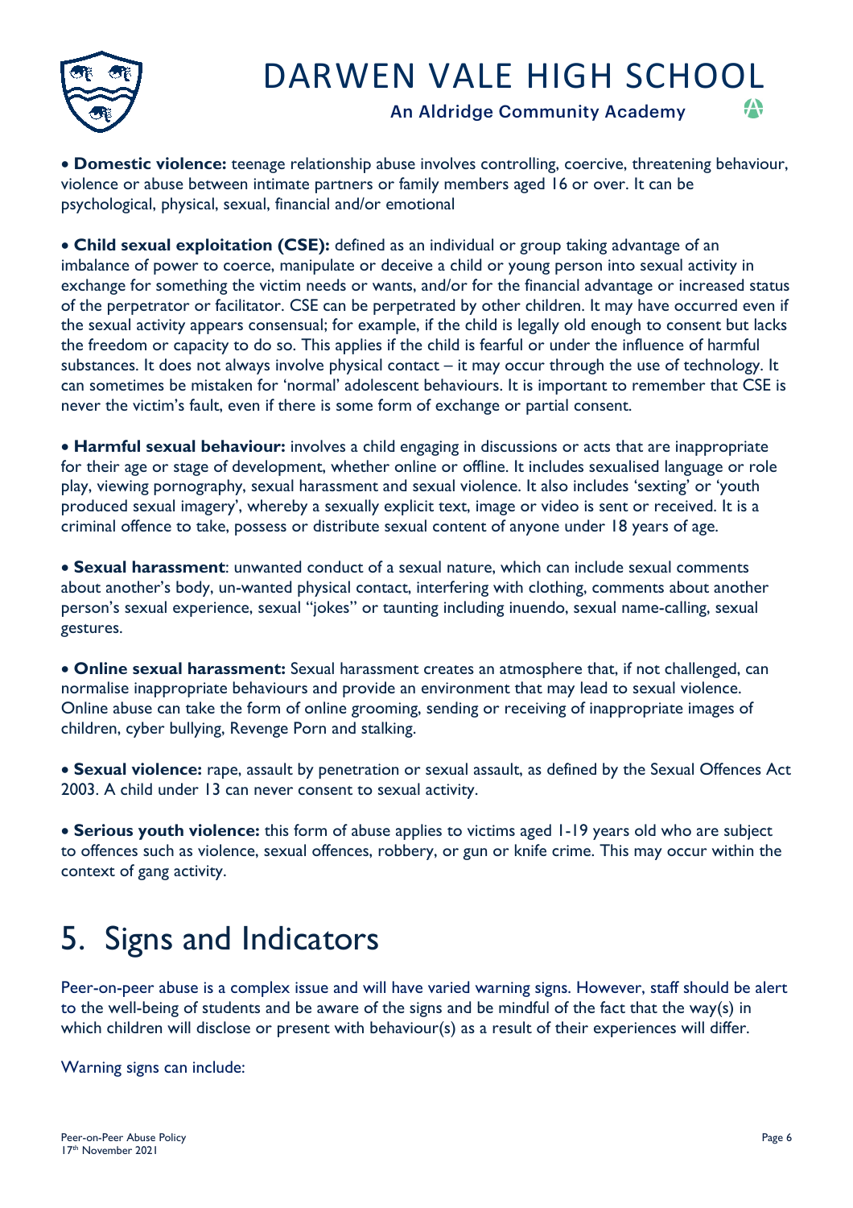- **Domestic violence:** teenage relationship abuse involves controlling, coercive, threatening behaviour, violence or abuse between intimate partners or family members aged 16 or over. It can be psychological, physical, sexual, financial and/or emotional

- **Child sexual exploitation (CSE):** defined as an individual or group taking advantage of an imbalance of power to coerce, manipulate or deceive a child or young person into sexual activity in exchange for something the victim needs or wants, and/or for the financial advantage or increased status of the perpetrator or facilitator. CSE can be perpetrated by other children. It may have occurred even if the sexual activity appears consensual; for example, if the child is legally old enough to consent but lacks the freedom or capacity to do so. This applies if the child is fearful or under the influence of harmful substances. It does not always involve physical contact – it may occur through the use of technology. It can sometimes be mistaken for 'normal' adolescent behaviours. It is important to remember that CSE is never the victim's fault, even if there is some form of exchange or partial consent.

- **Harmful sexual behaviour:** involves a child engaging in discussions or acts that are inappropriate for their age or stage of development, whether online or offline. It includes sexualised language or role play, viewing pornography, sexual harassment and sexual violence. It also includes 'sexting' or 'youth produced sexual imagery', whereby a sexually explicit text, image or video is sent or received. It is a criminal offence to take, possess or distribute sexual content of anyone under 18 years of age.

- **Sexual harassment**: unwanted conduct of a sexual nature, which can include sexual comments about another's body, un-wanted physical contact, interfering with clothing, comments about another person's sexual experience, sexual "jokes" or taunting including inuendo, sexual name-calling, sexual gestures.

- **Online sexual harassment:** Sexual harassment creates an atmosphere that, if not challenged, can normalise inappropriate behaviours and provide an environment that may lead to sexual violence. Online abuse can take the form of online grooming, sending or receiving of inappropriate images of children, cyber bullying, Revenge Porn and stalking.

- **Sexual violence:** rape, assault by penetration or sexual assault, as defined by the Sexual Offences Act 2003. A child under 13 can never consent to sexual activity.

- **Serious youth violence:** this form of abuse applies to victims aged 1-19 years old who are subject to offences such as violence, sexual offences, robbery, or gun or knife crime. This may occur within the context of gang activity.

# 5. Signs and Indicators

Peer-on-peer abuse is a complex issue and will have varied warning signs. However, staff should be alert to the well-being of students and be aware of the signs and be mindful of the fact that the way(s) in which children will disclose or present with behaviour(s) as a result of their experiences will differ.

Warning signs can include: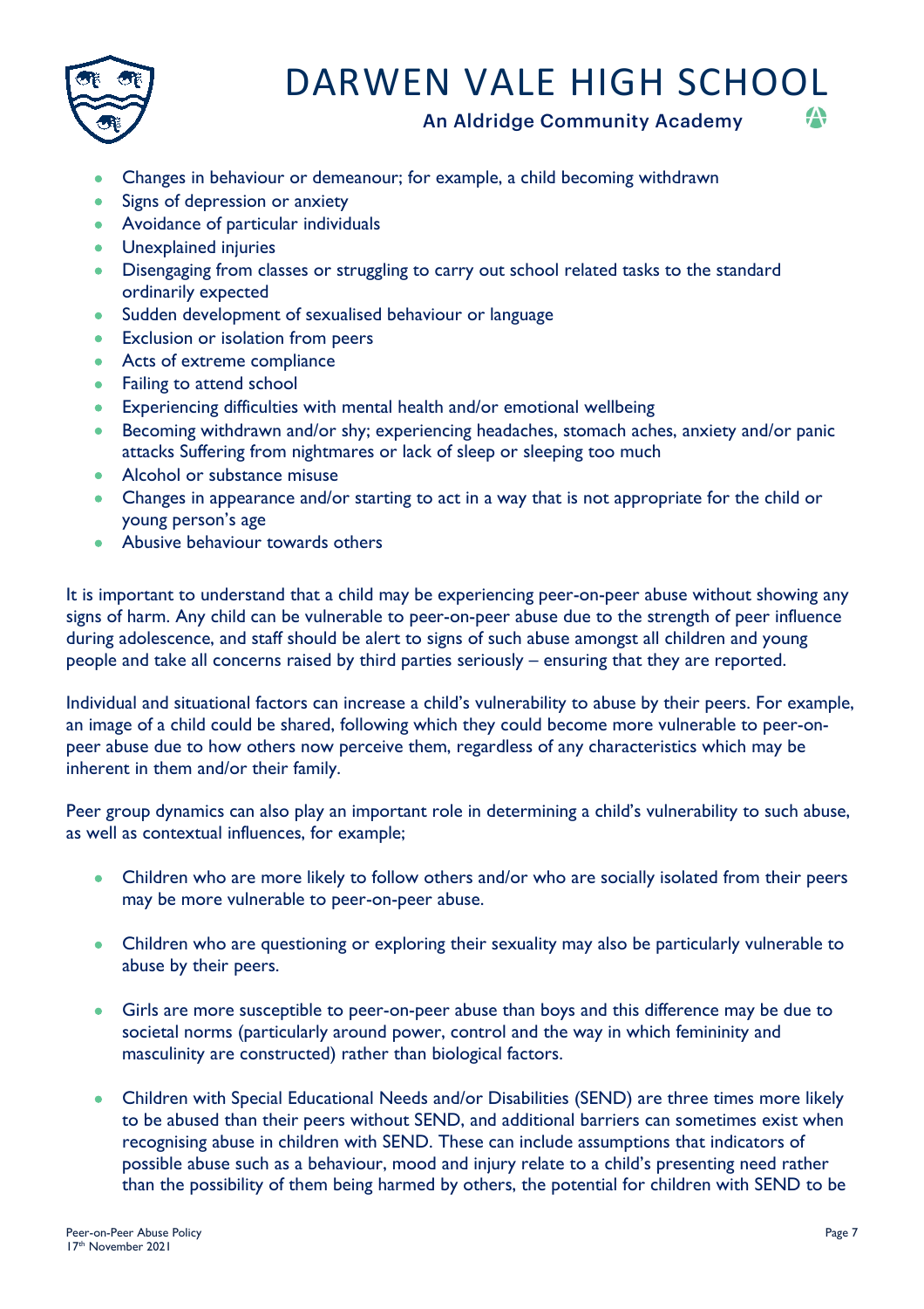- Changes in behaviour or demeanour; for example, a child becoming withdrawn
- Signs of depression or anxiety
- Avoidance of particular individuals
- Unexplained injuries
- Disengaging from classes or struggling to carry out school related tasks to the standard ordinarily expected
- Sudden development of sexualised behaviour or language
- Exclusion or isolation from peers
- Acts of extreme compliance
- Failing to attend school
- Experiencing difficulties with mental health and/or emotional wellbeing
- Becoming withdrawn and/or shy; experiencing headaches, stomach aches, anxiety and/or panic attacks Suffering from nightmares or lack of sleep or sleeping too much
- Alcohol or substance misuse
- Changes in appearance and/or starting to act in a way that is not appropriate for the child or young person's age
- Abusive behaviour towards others

It is important to understand that a child may be experiencing peer-on-peer abuse without showing any signs of harm. Any child can be vulnerable to peer-on-peer abuse due to the strength of peer influence during adolescence, and staff should be alert to signs of such abuse amongst all children and young people and take all concerns raised by third parties seriously – ensuring that they are reported.

Individual and situational factors can increase a child's vulnerability to abuse by their peers. For example, an image of a child could be shared, following which they could become more vulnerable to peer-on-peer abuse due to how others now perceive them, regardless of any characteristics which may be inherent in them and/or their family.

Peer group dynamics can also play an important role in determining a child's vulnerability to such abuse, as well as contextual influences, for example;

- Children who are more likely to follow others and/or who are socially isolated from their peers may be more vulnerable to peer-on-peer abuse.

- Children who are questioning or exploring their sexuality may also be particularly vulnerable to abuse by their peers.

- Girls are more susceptible to peer-on-peer abuse than boys and this difference may be due to societal norms (particularly around power, control and the way in which femininity and masculinity are constructed) rather than biological factors.

- Children with Special Educational Needs and/or Disabilities (SEND) are three times more likely to be abused than their peers without SEND, and additional barriers can sometimes exist when recognising abuse in children with SEND. These can include assumptions that indicators of possible abuse such as a behaviour, mood and injury relate to a child's presenting need rather than the possibility of them being harmed by others, the potential for children with SEND to be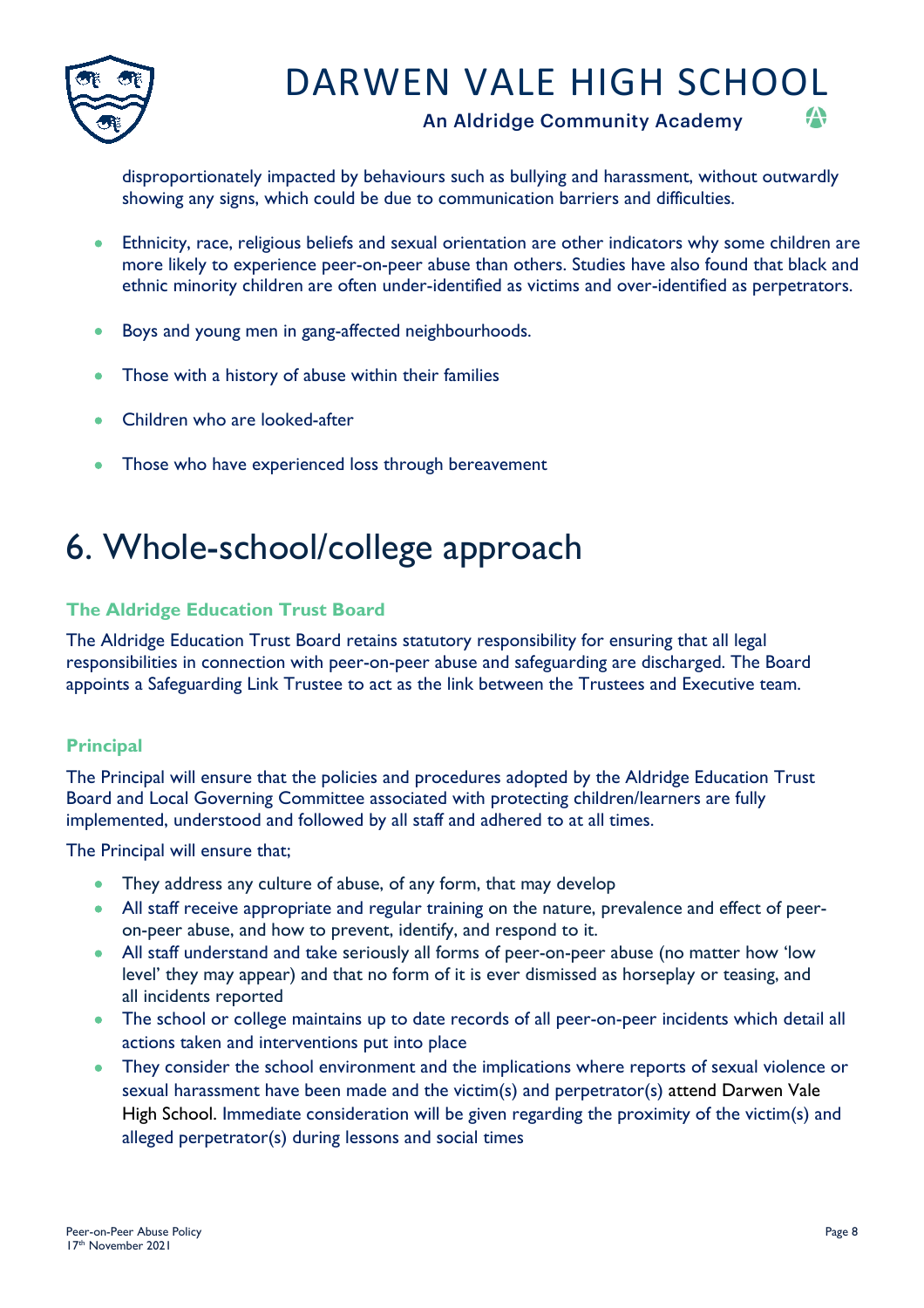disproportionately impacted by behaviours such as bullying and harassment, without outwardly showing any signs, which could be due to communication barriers and difficulties.

- Ethnicity, race, religious beliefs and sexual orientation are other indicators why some children are more likely to experience peer-on-peer abuse than others. Studies have also found that black and ethnic minority children are often under-identified as victims and over-identified as perpetrators.
- Boys and young men in gang-affected neighbourhoods.
- Those with a history of abuse within their families
- Children who are looked-after
- Those who have experienced loss through bereavement

# 6. Whole-school/college approach

### The Aldridge Education Trust Board

The Aldridge Education Trust Board retains statutory responsibility for ensuring that all legal responsibilities in connection with peer-on-peer abuse and safeguarding are discharged. The Board appoints a Safeguarding Link Trustee to act as the link between the Trustees and Executive team.

### Principal

The Principal will ensure that the policies and procedures adopted by the Aldridge Education Trust Board and Local Governing Committee associated with protecting children/learners are fully implemented, understood and followed by all staff and adhered to at all times.

The Principal will ensure that;

- They address any culture of abuse, of any form, that may develop
- All staff receive appropriate and regular training on the nature, prevalence and effect of peer-on-peer abuse, and how to prevent, identify, and respond to it.
- All staff understand and take seriously all forms of peer-on-peer abuse (no matter how 'low level' they may appear) and that no form of it is ever dismissed as horseplay or teasing, and all incidents reported
- The school or college maintains up to date records of all peer-on-peer incidents which detail all actions taken and interventions put into place
- They consider the school environment and the implications where reports of sexual violence or sexual harassment have been made and the victim(s) and perpetrator(s) attend Darwen Vale High School. Immediate consideration will be given regarding the proximity of the victim(s) and alleged perpetrator(s) during lessons and social times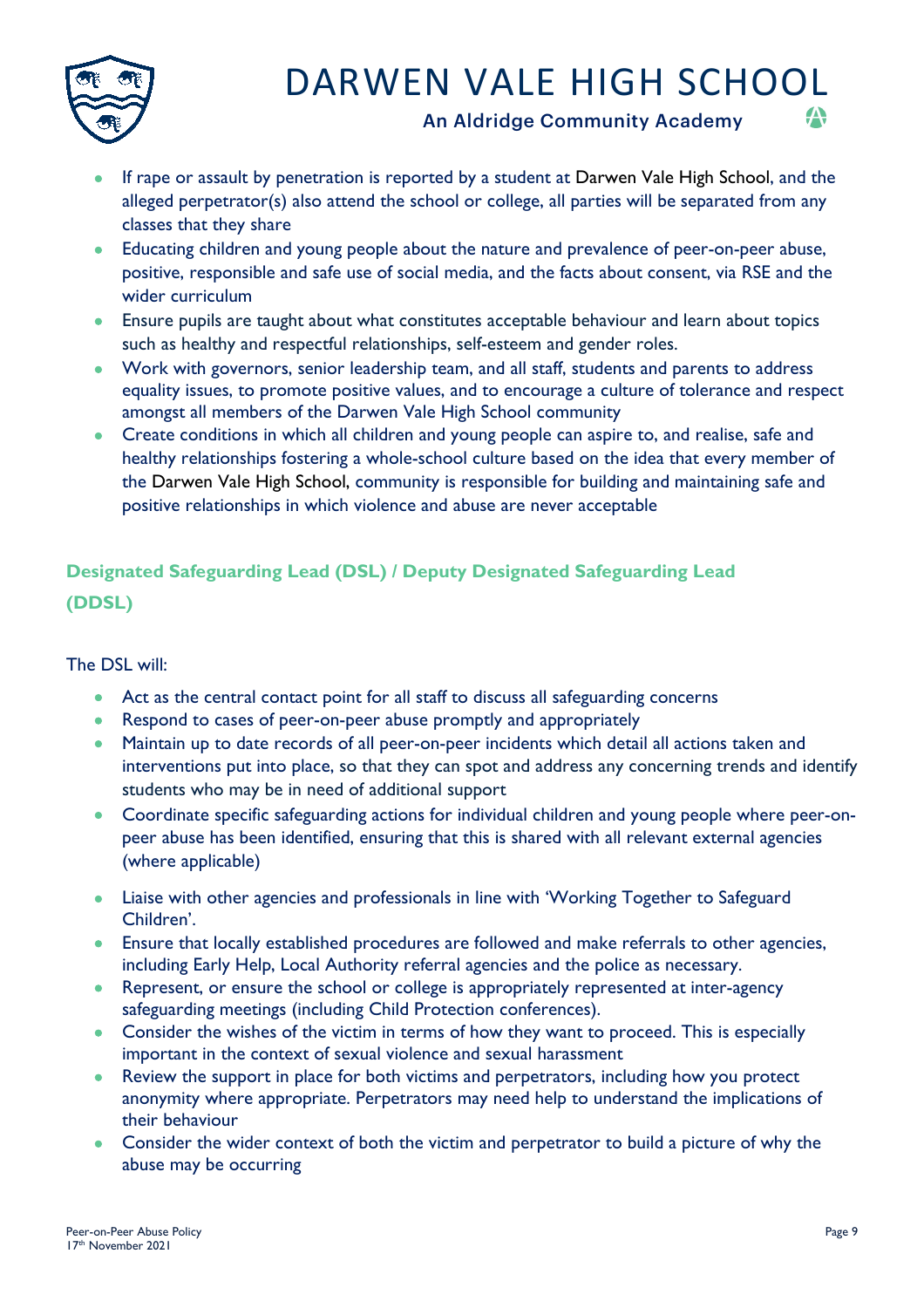- If rape or assault by penetration is reported by a student at Darwen Vale High School, and the alleged perpetrator(s) also attend the school or college, all parties will be separated from any classes that they share
- Educating children and young people about the nature and prevalence of peer-on-peer abuse, positive, responsible and safe use of social media, and the facts about consent, via RSE and the wider curriculum
- Ensure pupils are taught about what constitutes acceptable behaviour and learn about topics such as healthy and respectful relationships, self-esteem and gender roles.
- Work with governors, senior leadership team, and all staff, students and parents to address equality issues, to promote positive values, and to encourage a culture of tolerance and respect amongst all members of the Darwen Vale High School community
- Create conditions in which all children and young people can aspire to, and realise, safe and healthy relationships fostering a whole-school culture based on the idea that every member of the Darwen Vale High School, community is responsible for building and maintaining safe and positive relationships in which violence and abuse are never acceptable

## Designated Safeguarding Lead (DSL) / Deputy Designated Safeguarding Lead (DDSL)

The DSL will:

- Act as the central contact point for all staff to discuss all safeguarding concerns
- Respond to cases of peer-on-peer abuse promptly and appropriately
- Maintain up to date records of all peer-on-peer incidents which detail all actions taken and interventions put into place, so that they can spot and address any concerning trends and identify students who may be in need of additional support
- Coordinate specific safeguarding actions for individual children and young people where peer-on-peer abuse has been identified, ensuring that this is shared with all relevant external agencies (where applicable)
- Liaise with other agencies and professionals in line with 'Working Together to Safeguard Children'.
- Ensure that locally established procedures are followed and make referrals to other agencies, including Early Help, Local Authority referral agencies and the police as necessary.
- Represent, or ensure the school or college is appropriately represented at inter-agency safeguarding meetings (including Child Protection conferences).
- Consider the wishes of the victim in terms of how they want to proceed. This is especially important in the context of sexual violence and sexual harassment
- Review the support in place for both victims and perpetrators, including how you protect anonymity where appropriate. Perpetrators may need help to understand the implications of their behaviour
- Consider the wider context of both the victim and perpetrator to build a picture of why the abuse may be occurring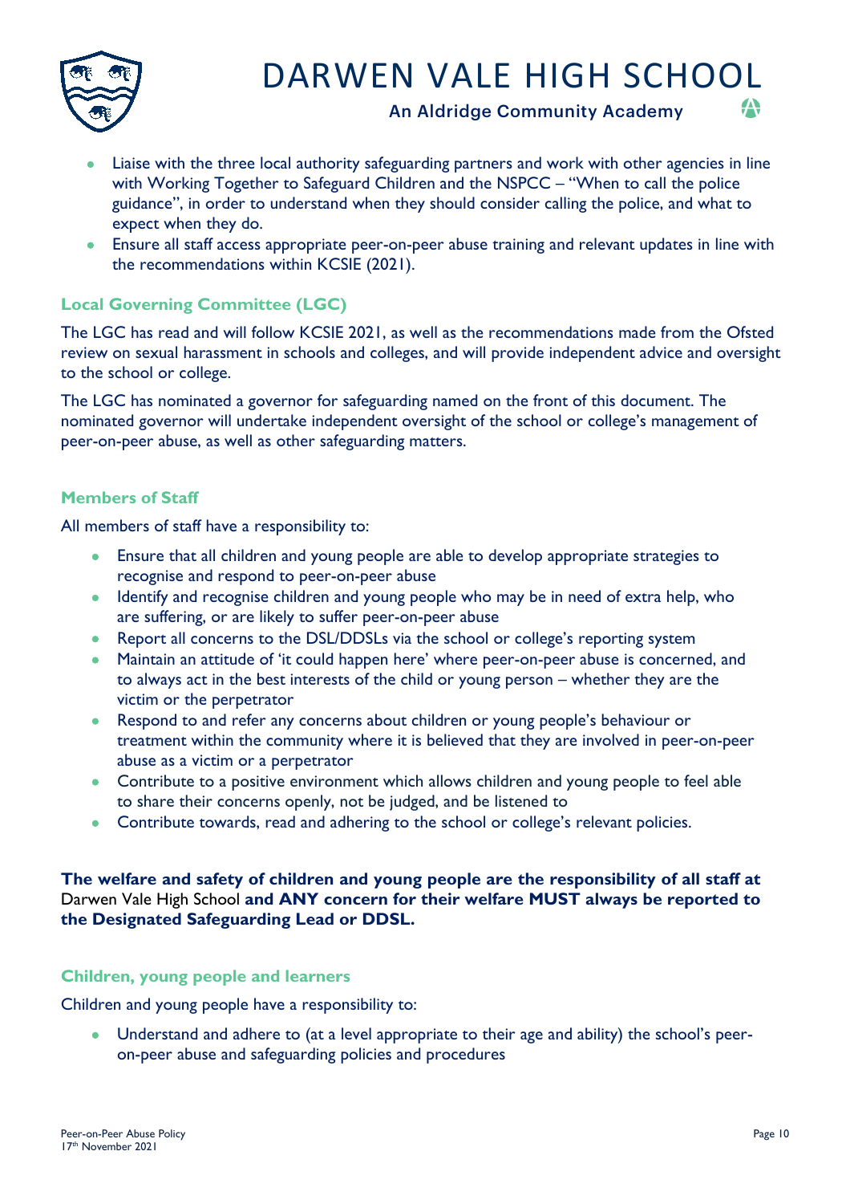- Liaise with the three local authority safeguarding partners and work with other agencies in line with Working Together to Safeguard Children and the NSPCC – "When to call the police guidance", in order to understand when they should consider calling the police, and what to expect when they do.
- Ensure all staff access appropriate peer-on-peer abuse training and relevant updates in line with the recommendations within KCSIE (2021).

### Local Governing Committee (LGC)

The LGC has read and will follow KCSIE 2021, as well as the recommendations made from the Ofsted review on sexual harassment in schools and colleges, and will provide independent advice and oversight to the school or college.

The LGC has nominated a governor for safeguarding named on the front of this document. The nominated governor will undertake independent oversight of the school or college's management of peer-on-peer abuse, as well as other safeguarding matters.

### Members of Staff

All members of staff have a responsibility to:

- Ensure that all children and young people are able to develop appropriate strategies to recognise and respond to peer-on-peer abuse
- Identify and recognise children and young people who may be in need of extra help, who are suffering, or are likely to suffer peer-on-peer abuse
- Report all concerns to the DSL/DDSLs via the school or college's reporting system
- Maintain an attitude of 'it could happen here' where peer-on-peer abuse is concerned, and to always act in the best interests of the child or young person – whether they are the victim or the perpetrator
- Respond to and refer any concerns about children or young people's behaviour or treatment within the community where it is believed that they are involved in peer-on-peer abuse as a victim or a perpetrator
- Contribute to a positive environment which allows children and young people to feel able to share their concerns openly, not be judged, and be listened to
- Contribute towards, read and adhering to the school or college's relevant policies.

**The welfare and safety of children and young people are the responsibility of all staff at** Darwen Vale High School **and ANY concern for their welfare MUST always be reported to the Designated Safeguarding Lead or DDSL.**

### Children, young people and learners

Children and young people have a responsibility to:

- Understand and adhere to (at a level appropriate to their age and ability) the school's peer-on-peer abuse and safeguarding policies and procedures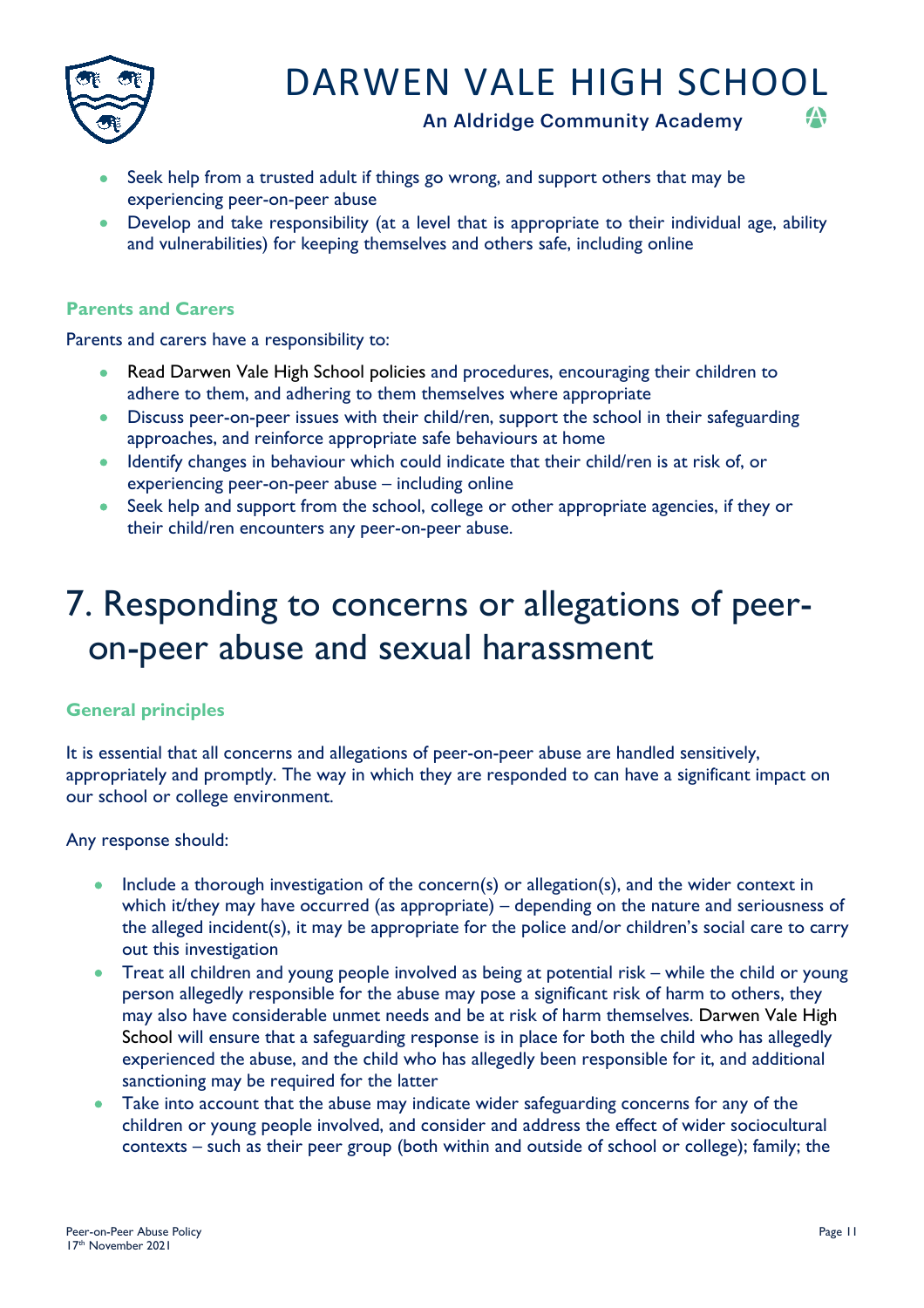- Seek help from a trusted adult if things go wrong, and support others that may be experiencing peer-on-peer abuse
- Develop and take responsibility (at a level that is appropriate to their individual age, ability and vulnerabilities) for keeping themselves and others safe, including online

### Parents and Carers

Parents and carers have a responsibility to:

- Read Darwen Vale High School policies and procedures, encouraging their children to adhere to them, and adhering to them themselves where appropriate
- Discuss peer-on-peer issues with their child/ren, support the school in their safeguarding approaches, and reinforce appropriate safe behaviours at home
- Identify changes in behaviour which could indicate that their child/ren is at risk of, or experiencing peer-on-peer abuse – including online
- Seek help and support from the school, college or other appropriate agencies, if they or their child/ren encounters any peer-on-peer abuse.

# 7. Responding to concerns or allegations of peer-on-peer abuse and sexual harassment

### General principles

It is essential that all concerns and allegations of peer-on-peer abuse are handled sensitively, appropriately and promptly. The way in which they are responded to can have a significant impact on our school or college environment.

Any response should:

- Include a thorough investigation of the concern(s) or allegation(s), and the wider context in which it/they may have occurred (as appropriate) – depending on the nature and seriousness of the alleged incident(s), it may be appropriate for the police and/or children's social care to carry out this investigation
- Treat all children and young people involved as being at potential risk – while the child or young person allegedly responsible for the abuse may pose a significant risk of harm to others, they may also have considerable unmet needs and be at risk of harm themselves. Darwen Vale High School will ensure that a safeguarding response is in place for both the child who has allegedly experienced the abuse, and the child who has allegedly been responsible for it, and additional sanctioning may be required for the latter
- Take into account that the abuse may indicate wider safeguarding concerns for any of the children or young people involved, and consider and address the effect of wider sociocultural contexts – such as their peer group (both within and outside of school or college); family; the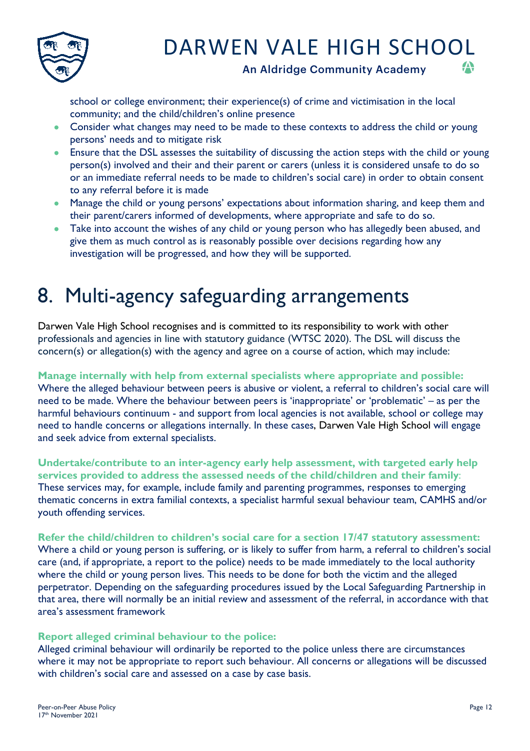school or college environment; their experience(s) of crime and victimisation in the local community; and the child/children's online presence

- Consider what changes may need to be made to these contexts to address the child or young persons' needs and to mitigate risk
- Ensure that the DSL assesses the suitability of discussing the action steps with the child or young person(s) involved and their and their parent or carers (unless it is considered unsafe to do so or an immediate referral needs to be made to children's social care) in order to obtain consent to any referral before it is made
- Manage the child or young persons' expectations about information sharing, and keep them and their parent/carers informed of developments, where appropriate and safe to do so.
- Take into account the wishes of any child or young person who has allegedly been abused, and give them as much control as is reasonably possible over decisions regarding how any investigation will be progressed, and how they will be supported.

# 8. Multi-agency safeguarding arrangements

Darwen Vale High School recognises and is committed to its responsibility to work with other professionals and agencies in line with statutory guidance (WTSC 2020). The DSL will discuss the concern(s) or allegation(s) with the agency and agree on a course of action, which may include:

**Manage internally with help from external specialists where appropriate and possible:**
Where the alleged behaviour between peers is abusive or violent, a referral to children's social care will need to be made. Where the behaviour between peers is 'inappropriate' or 'problematic' – as per the harmful behaviours continuum - and support from local agencies is not available, school or college may need to handle concerns or allegations internally. In these cases, Darwen Vale High School will engage and seek advice from external specialists.

**Undertake/contribute to an inter-agency early help assessment, with targeted early help services provided to address the assessed needs of the child/children and their family**:
These services may, for example, include family and parenting programmes, responses to emerging thematic concerns in extra familial contexts, a specialist harmful sexual behaviour team, CAMHS and/or youth offending services.

**Refer the child/children to children's social care for a section 17/47 statutory assessment:**
Where a child or young person is suffering, or is likely to suffer from harm, a referral to children's social care (and, if appropriate, a report to the police) needs to be made immediately to the local authority where the child or young person lives. This needs to be done for both the victim and the alleged perpetrator. Depending on the safeguarding procedures issued by the Local Safeguarding Partnership in that area, there will normally be an initial review and assessment of the referral, in accordance with that area's assessment framework

**Report alleged criminal behaviour to the police:**
Alleged criminal behaviour will ordinarily be reported to the police unless there are circumstances where it may not be appropriate to report such behaviour. All concerns or allegations will be discussed with children's social care and assessed on a case by case basis.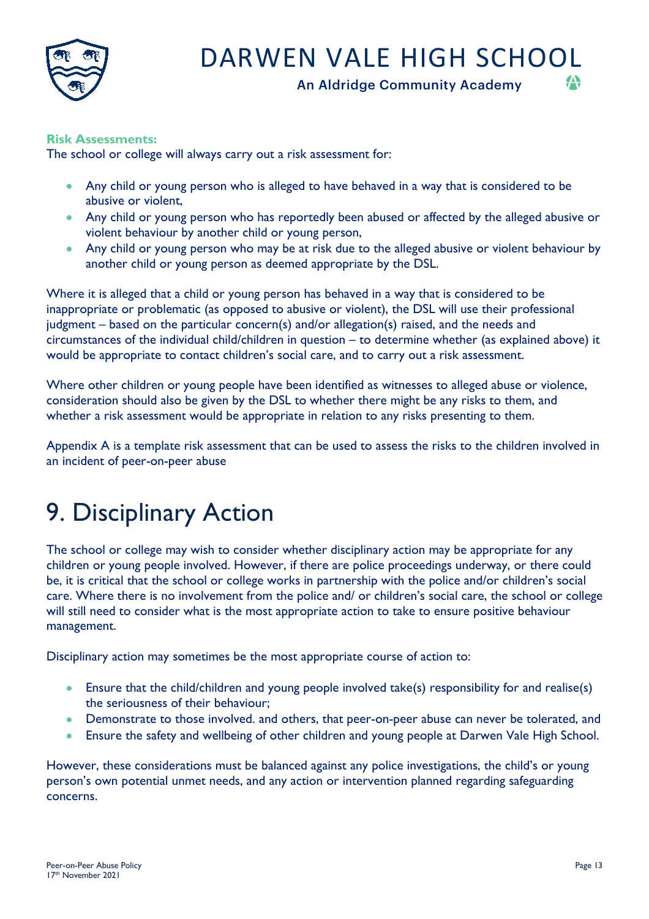**Risk Assessments:**
The school or college will always carry out a risk assessment for:

- Any child or young person who is alleged to have behaved in a way that is considered to be abusive or violent,
- Any child or young person who has reportedly been abused or affected by the alleged abusive or violent behaviour by another child or young person,
- Any child or young person who may be at risk due to the alleged abusive or violent behaviour by another child or young person as deemed appropriate by the DSL.

Where it is alleged that a child or young person has behaved in a way that is considered to be inappropriate or problematic (as opposed to abusive or violent), the DSL will use their professional judgment – based on the particular concern(s) and/or allegation(s) raised, and the needs and circumstances of the individual child/children in question – to determine whether (as explained above) it would be appropriate to contact children's social care, and to carry out a risk assessment.

Where other children or young people have been identified as witnesses to alleged abuse or violence, consideration should also be given by the DSL to whether there might be any risks to them, and whether a risk assessment would be appropriate in relation to any risks presenting to them.

Appendix A is a template risk assessment that can be used to assess the risks to the children involved in an incident of peer-on-peer abuse

# 9. Disciplinary Action

The school or college may wish to consider whether disciplinary action may be appropriate for any children or young people involved. However, if there are police proceedings underway, or there could be, it is critical that the school or college works in partnership with the police and/or children's social care. Where there is no involvement from the police and/ or children's social care, the school or college will still need to consider what is the most appropriate action to take to ensure positive behaviour management.

Disciplinary action may sometimes be the most appropriate course of action to:

- Ensure that the child/children and young people involved take(s) responsibility for and realise(s) the seriousness of their behaviour;
- Demonstrate to those involved. and others, that peer-on-peer abuse can never be tolerated, and
- Ensure the safety and wellbeing of other children and young people at Darwen Vale High School.

However, these considerations must be balanced against any police investigations, the child's or young person's own potential unmet needs, and any action or intervention planned regarding safeguarding concerns.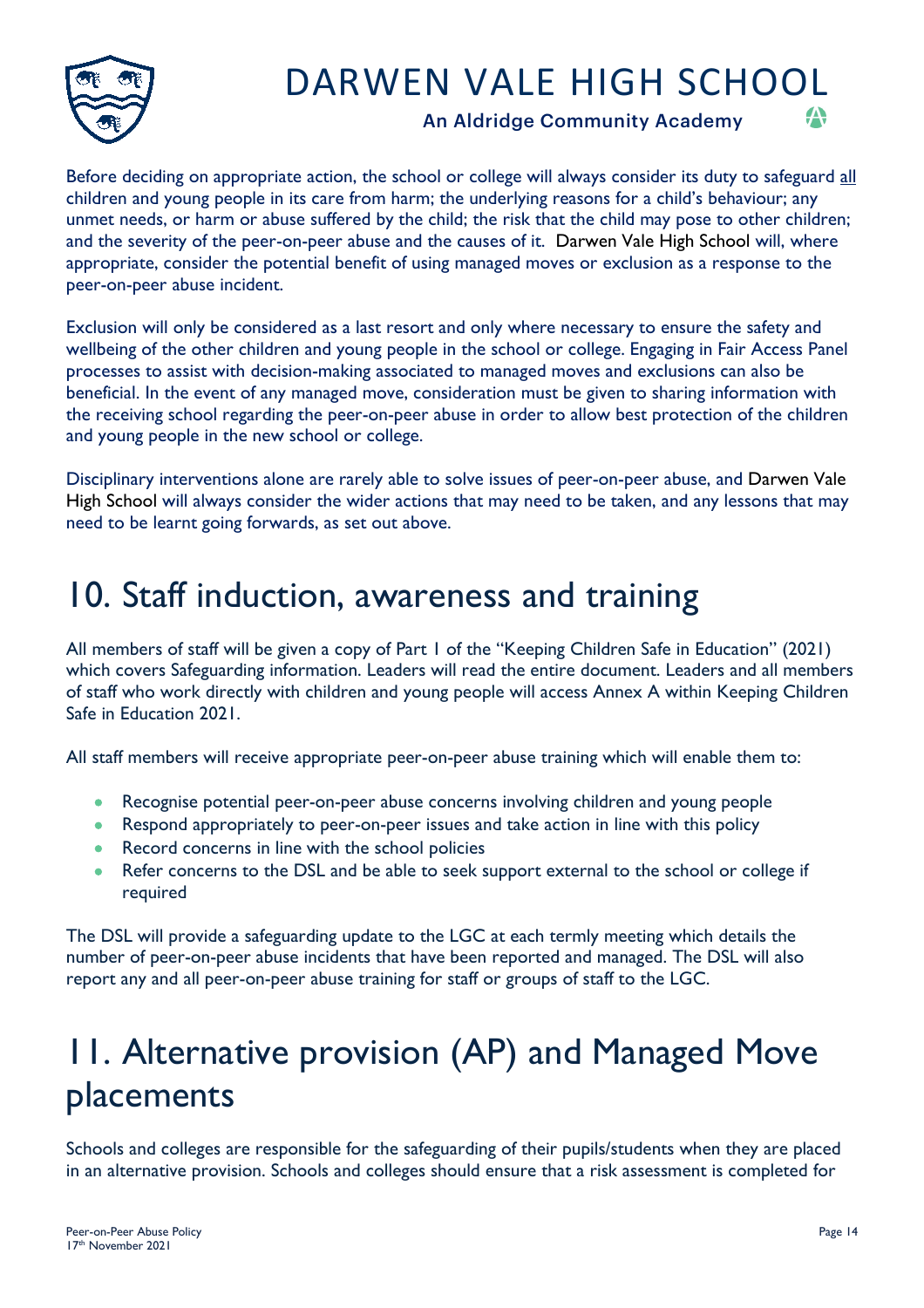Before deciding on appropriate action, the school or college will always consider its duty to safeguard all children and young people in its care from harm; the underlying reasons for a child's behaviour; any unmet needs, or harm or abuse suffered by the child; the risk that the child may pose to other children; and the severity of the peer-on-peer abuse and the causes of it. Darwen Vale High School will, where appropriate, consider the potential benefit of using managed moves or exclusion as a response to the peer-on-peer abuse incident.

Exclusion will only be considered as a last resort and only where necessary to ensure the safety and wellbeing of the other children and young people in the school or college. Engaging in Fair Access Panel processes to assist with decision-making associated to managed moves and exclusions can also be beneficial. In the event of any managed move, consideration must be given to sharing information with the receiving school regarding the peer-on-peer abuse in order to allow best protection of the children and young people in the new school or college.

Disciplinary interventions alone are rarely able to solve issues of peer-on-peer abuse, and Darwen Vale High School will always consider the wider actions that may need to be taken, and any lessons that may need to be learnt going forwards, as set out above.

# 10. Staff induction, awareness and training

All members of staff will be given a copy of Part 1 of the "Keeping Children Safe in Education" (2021) which covers Safeguarding information. Leaders will read the entire document. Leaders and all members of staff who work directly with children and young people will access Annex A within Keeping Children Safe in Education 2021.

All staff members will receive appropriate peer-on-peer abuse training which will enable them to:

- Recognise potential peer-on-peer abuse concerns involving children and young people
- Respond appropriately to peer-on-peer issues and take action in line with this policy
- Record concerns in line with the school policies
- Refer concerns to the DSL and be able to seek support external to the school or college if required

The DSL will provide a safeguarding update to the LGC at each termly meeting which details the number of peer-on-peer abuse incidents that have been reported and managed. The DSL will also report any and all peer-on-peer abuse training for staff or groups of staff to the LGC.

# 11. Alternative provision (AP) and Managed Move placements

Schools and colleges are responsible for the safeguarding of their pupils/students when they are placed in an alternative provision. Schools and colleges should ensure that a risk assessment is completed for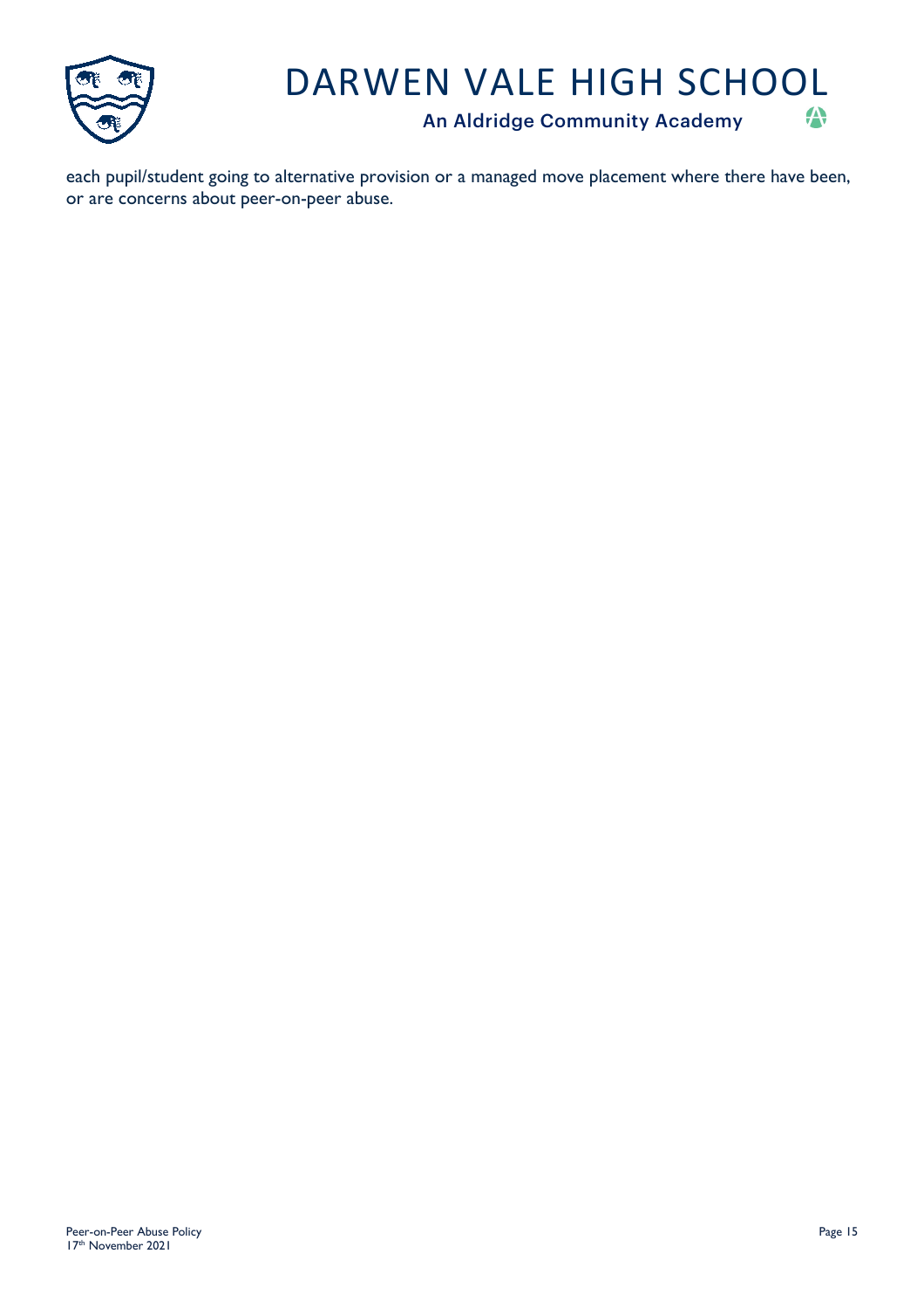each pupil/student going to alternative provision or a managed move placement where there have been, or are concerns about peer-on-peer abuse.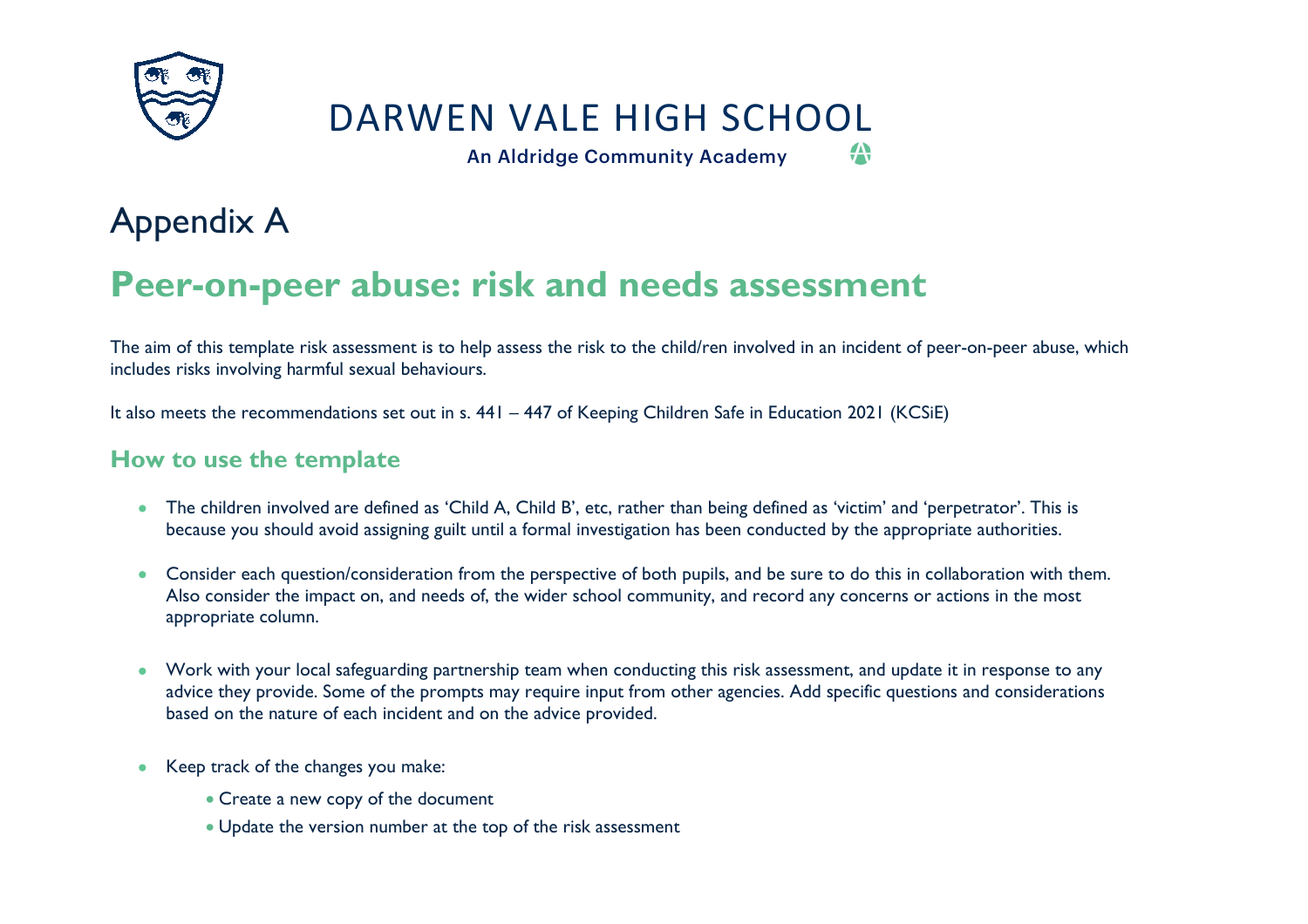DARWEN VALE HIGH SCHOOL

An Aldridge Community Academy

# Appendix A

## Peer-on-peer abuse: risk and needs assessment

The aim of this template risk assessment is to help assess the risk to the child/ren involved in an incident of peer-on-peer abuse, which includes risks involving harmful sexual behaviours.

It also meets the recommendations set out in s. 441 – 447 of Keeping Children Safe in Education 2021 (KCSiE)

### How to use the template

- The children involved are defined as 'Child A, Child B', etc, rather than being defined as 'victim' and 'perpetrator'. This is because you should avoid assigning guilt until a formal investigation has been conducted by the appropriate authorities.
- Consider each question/consideration from the perspective of both pupils, and be sure to do this in collaboration with them. Also consider the impact on, and needs of, the wider school community, and record any concerns or actions in the most appropriate column.
- Work with your local safeguarding partnership team when conducting this risk assessment, and update it in response to any advice they provide. Some of the prompts may require input from other agencies. Add specific questions and considerations based on the nature of each incident and on the advice provided.
- Keep track of the changes you make:
  - Create a new copy of the document
  - Update the version number at the top of the risk assessment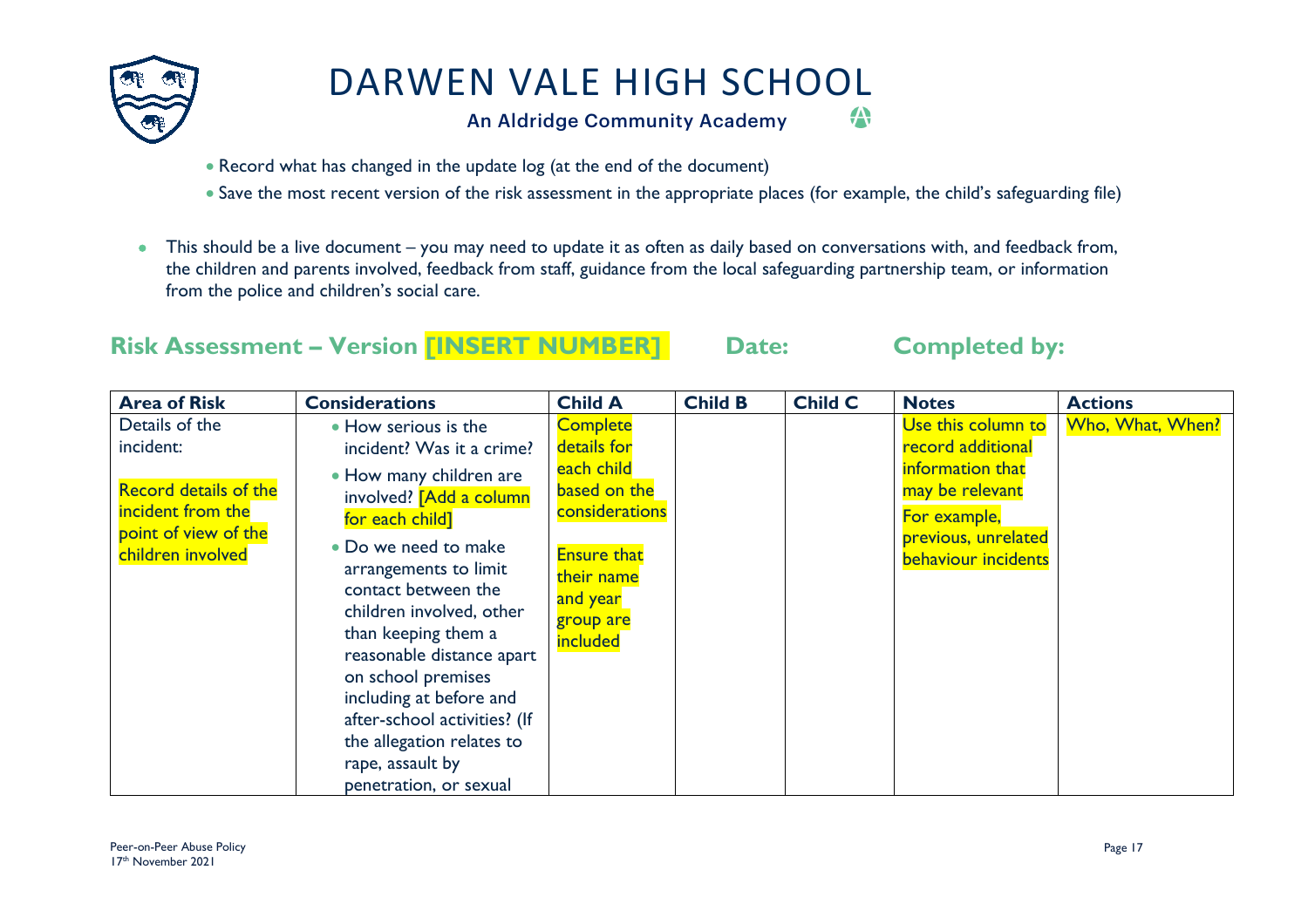- Record what has changed in the update log (at the end of the document)
- Save the most recent version of the risk assessment in the appropriate places (for example, the child's safeguarding file)

- This should be a live document – you may need to update it as often as daily based on conversations with, and feedback from, the children and parents involved, feedback from staff, guidance from the local safeguarding partnership team, or information from the police and children's social care.

## Risk Assessment – Version [INSERT NUMBER] Date: Completed by:

| Area of Risk | Considerations | Child A | Child B | Child C | Notes | Actions |
|---|---|---|---|---|---|---|
| Details of the incident:<br><br>Record details of the incident from the point of view of the children involved | • How serious is the incident? Was it a crime?<br>• How many children are involved? [Add a column for each child]<br>• Do we need to make arrangements to limit contact between the children involved, other than keeping them a reasonable distance apart on school premises including at before and after-school activities? (If the allegation relates to rape, assault by penetration, or sexual | Complete details for each child based on the considerations<br><br>Ensure that their name and year group are included | | | Use this column to record additional information that may be relevant<br><br>For example, previous, unrelated behaviour incidents | Who, What, When? |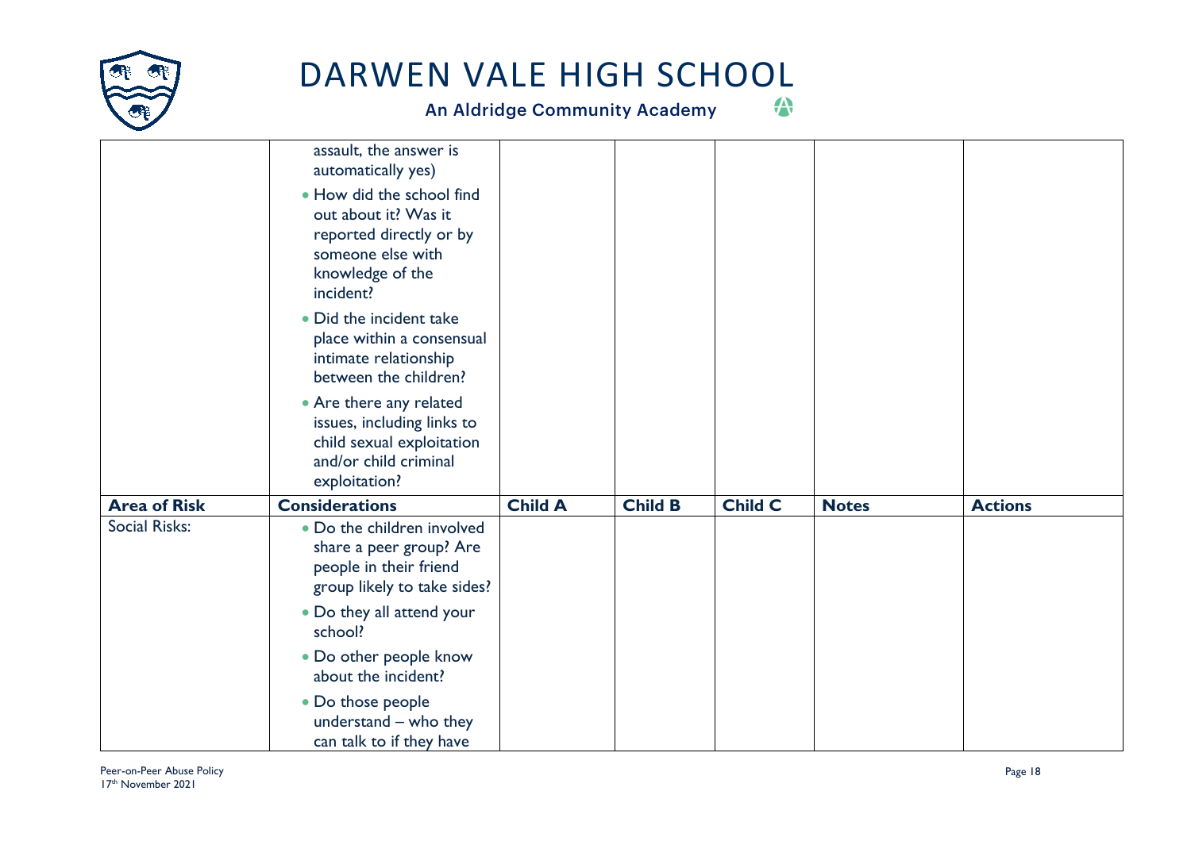| | | | | | | |
|---|---|---|---|---|---|---|
| | assault, the answer is automatically yes)<br>• How did the school find out about it? Was it reported directly or by someone else with knowledge of the incident?<br>• Did the incident take place within a consensual intimate relationship between the children?<br>• Are there any related issues, including links to child sexual exploitation and/or child criminal exploitation? | | | | | |
| **Area of Risk** | **Considerations** | **Child A** | **Child B** | **Child C** | **Notes** | **Actions** |
| Social Risks: | • Do the children involved share a peer group? Are people in their friend group likely to take sides?<br>• Do they all attend your school?<br>• Do other people know about the incident?<br>• Do those people understand – who they can talk to if they have | | | | | |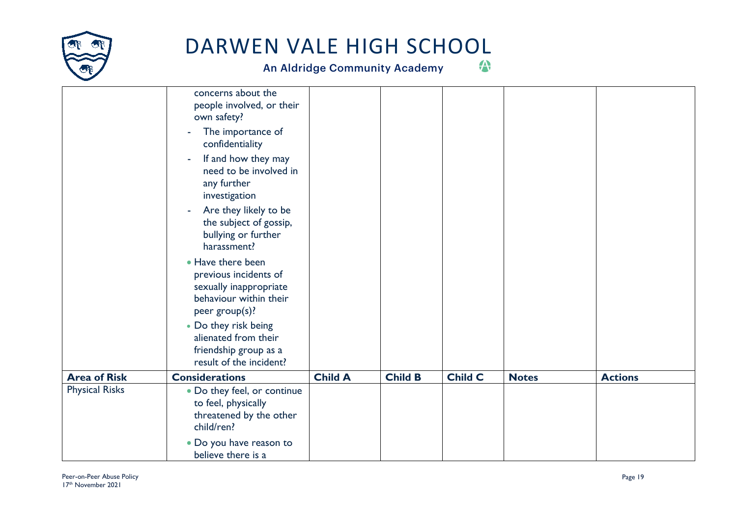| Area of Risk | Considerations | Child A | Child B | Child C | Notes | Actions |
|---|---|---|---|---|---|---|
| | concerns about the people involved, or their own safety?<br>- The importance of confidentiality<br>- If and how they may need to be involved in any further investigation<br>- Are they likely to be the subject of gossip, bullying or further harassment?<br>• Have there been previous incidents of sexually inappropriate behaviour within their peer group(s)?<br>• Do they risk being alienated from their friendship group as a result of the incident? | | | | | |
| **Area of Risk** | **Considerations** | **Child A** | **Child B** | **Child C** | **Notes** | **Actions** |
| Physical Risks | • Do they feel, or continue to feel, physically threatened by the other child/ren?<br>• Do you have reason to believe there is a | | | | | |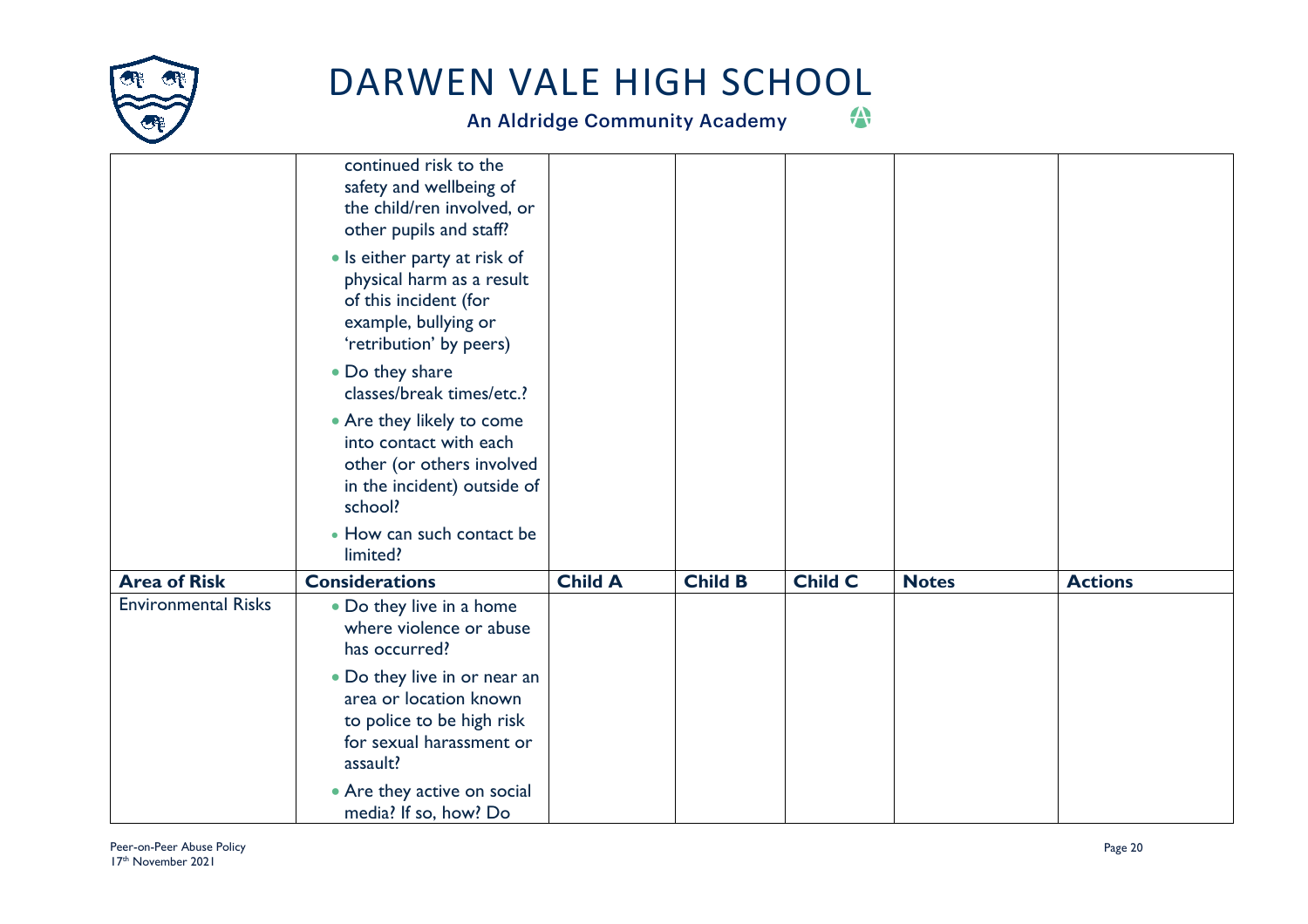| | | | | | | |
|---|---|---|---|---|---|---|
| | continued risk to the safety and wellbeing of the child/ren involved, or other pupils and staff?<br>• Is either party at risk of physical harm as a result of this incident (for example, bullying or 'retribution' by peers)<br>• Do they share classes/break times/etc.?<br>• Are they likely to come into contact with each other (or others involved in the incident) outside of school?<br>• How can such contact be limited? | | | | | |
| **Area of Risk** | **Considerations** | **Child A** | **Child B** | **Child C** | **Notes** | **Actions** |
| Environmental Risks | • Do they live in a home where violence or abuse has occurred?<br>• Do they live in or near an area or location known to police to be high risk for sexual harassment or assault?<br>• Are they active on social media? If so, how? Do | | | | | |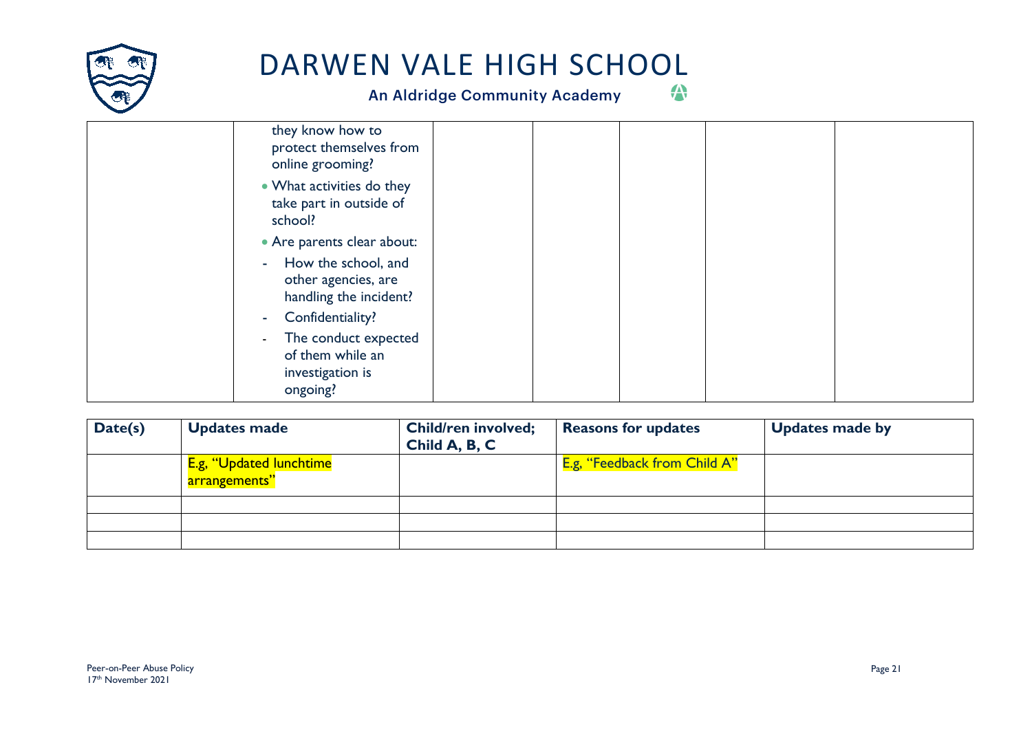| | | | | | | |
|---|---|---|---|---|---|---|
| | they know how to protect themselves from online grooming?<br>• What activities do they take part in outside of school?<br>• Are parents clear about:<br>- How the school, and other agencies, are handling the incident?<br>- Confidentiality?<br>- The conduct expected of them while an investigation is ongoing? | | | | | |

| Date(s) | Updates made | Child/ren involved; Child A, B, C | Reasons for updates | Updates made by |
|---|---|---|---|---|
| | E.g, "Updated lunchtime arrangements" | | E.g, "Feedback from Child A" | |
| | | | | |
| | | | | |
| | | | | |